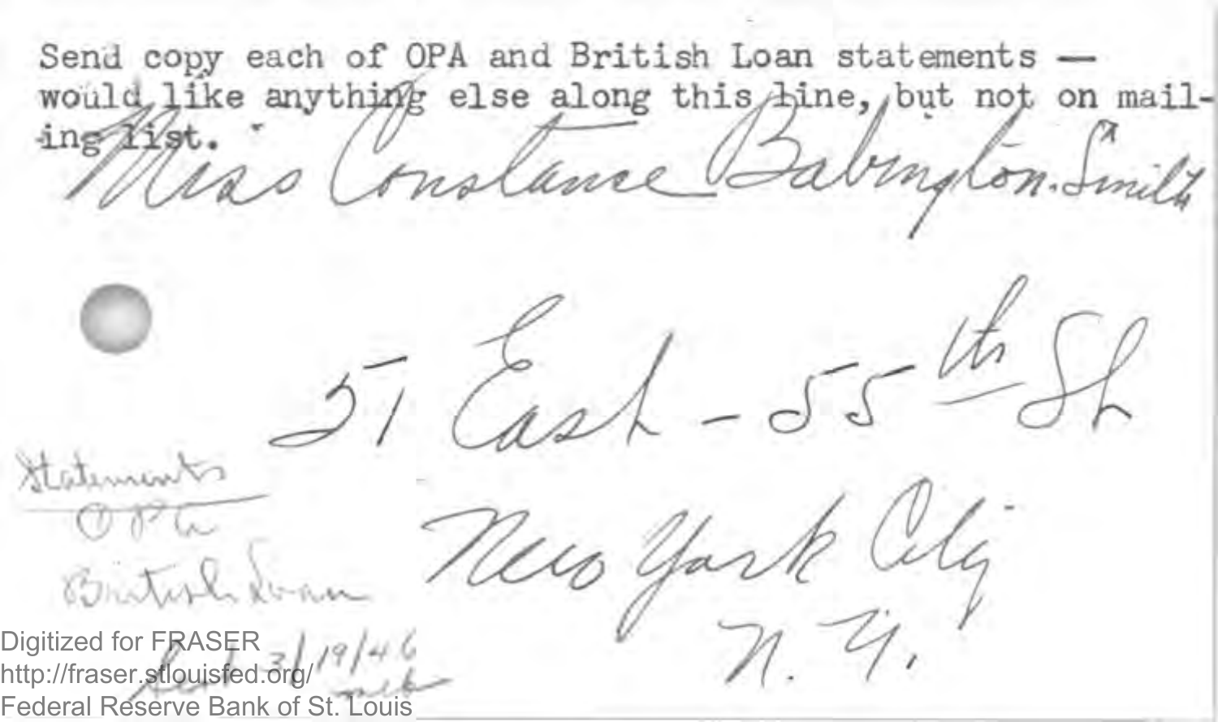Send copy each of OPA and British Loan statements — would like anything else along this line, but not on mailing list.

Miss Constance Babington-Smith

57 East - 55th St

New York City

N. Y.

Statements

OPA

British Loan

Ackd 3/19/46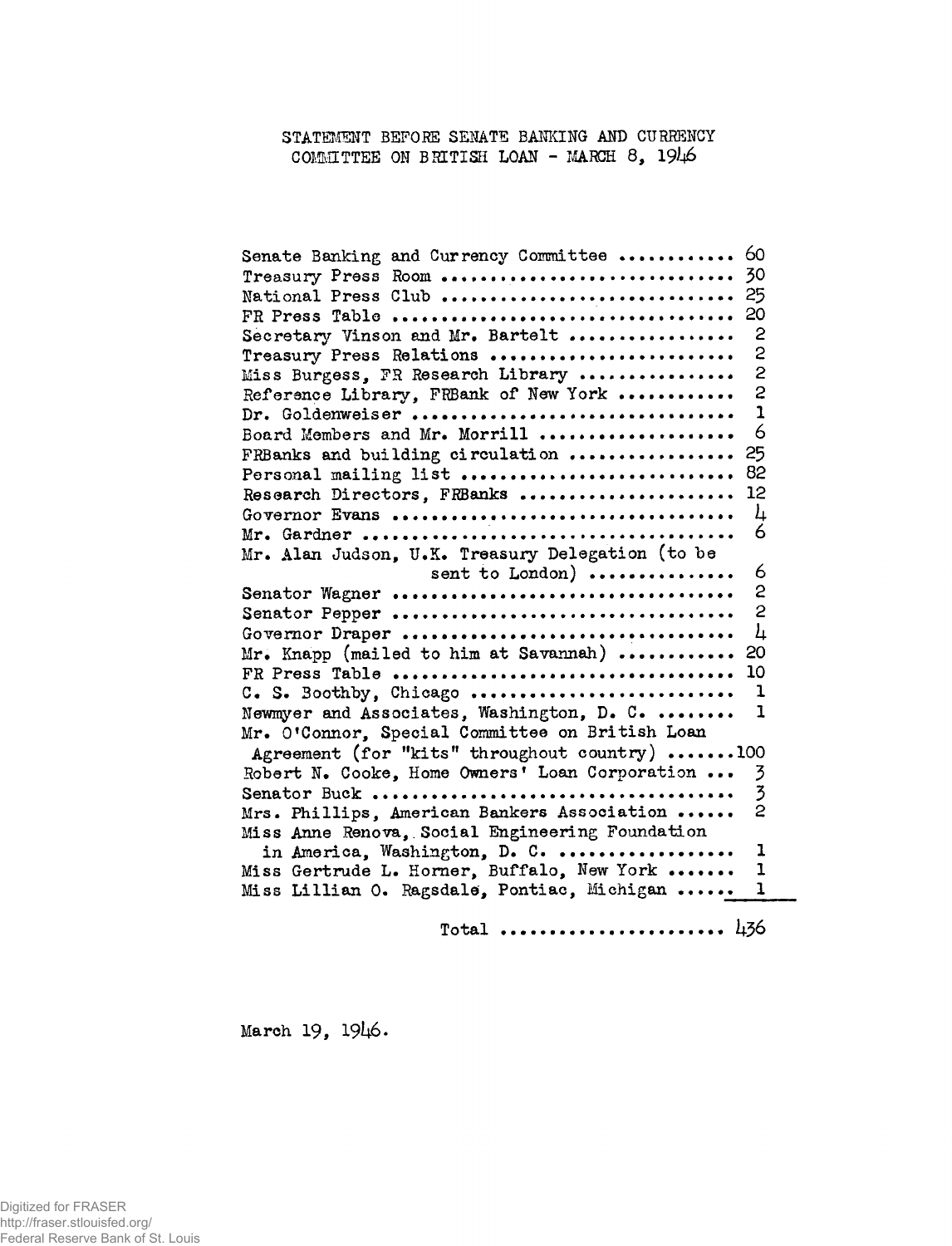STATEMENT BEFORE SENATE BANKING AND CURRENCY COMMITTEE ON BRITISH LOAN - MARCH 8, 1946

| | |
|---|---|
| Senate Banking and Currency Committee ............ | 60 |
| Treasury Press Room ............................ | 30 |
| National Press Club ............................ | 25 |
| FR Press Table ................................. | 20 |
| Secretary Vinson and Mr. Bartelt ................ | 2 |
| Treasury Press Relations ....................... | 2 |
| Miss Burgess, FR Research Library ............... | 2 |
| Reference Library, FRBank of New York ............ | 2 |
| Dr. Goldenweiser ................................ | 1 |
| Board Members and Mr. Morrill ................... | 6 |
| FRBanks and building circulation ................ | 25 |
| Personal mailing list ........................... | 82 |
| Research Directors, FRBanks ..................... | 12 |
| Governor Evans .................................. | 4 |
| Mr. Gardner ..................................... | 6 |
| Mr. Alan Judson, U.K. Treasury Delegation (to be sent to London) .............. | 6 |
| Senator Wagner .................................. | 2 |
| Senator Pepper .................................. | 2 |
| Governor Draper ................................. | 4 |
| Mr. Knapp (mailed to him at Savannah) ............ | 20 |
| FR Press Table .................................. | 10 |
| C. S. Boothby, Chicago .......................... | 1 |
| Newmyer and Associates, Washington, D. C. ........ | 1 |
| Mr. O'Connor, Special Committee on British Loan Agreement (for "kits" throughout country) ....... | 100 |
| Robert N. Cooke, Home Owners' Loan Corporation ... | 3 |
| Senator Buck .................................... | 3 |
| Mrs. Phillips, American Bankers Association ...... | 2 |
| Miss Anne Renova, Social Engineering Foundation in America, Washington, D. C. .................. | 1 |
| Miss Gertrude L. Horner, Buffalo, New York ....... | 1 |
| Miss Lillian O. Ragsdale, Pontiac, Michigan ...... | 1 |
| Total ....................... | 436 |

March 19, 1946.